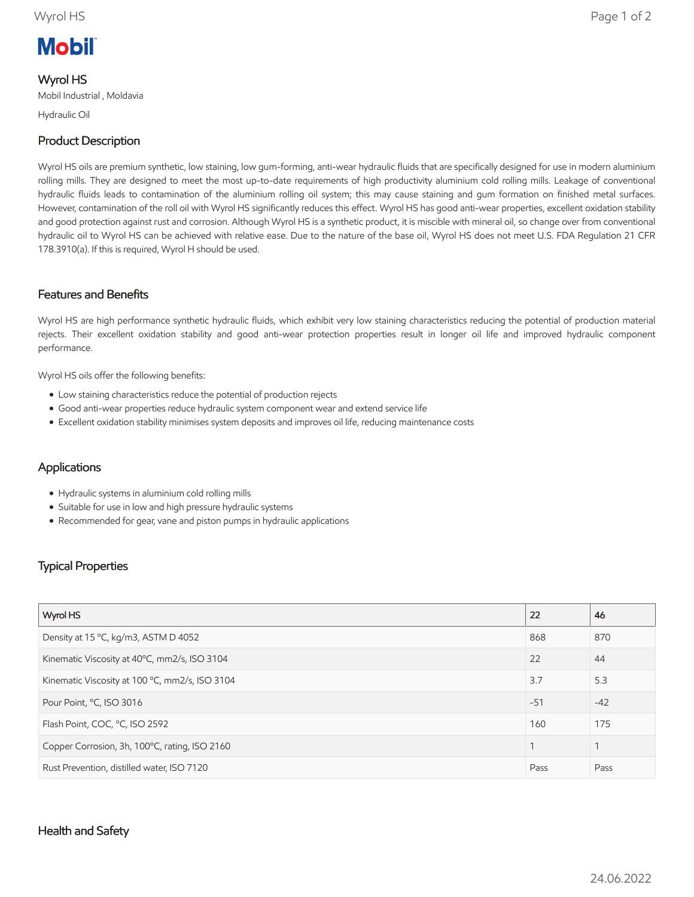Mobil

# Wyrol HS

Mobil Industrial , Moldavia

Hydraulic Oil

## Product Description

Wyrol HS oils are premium synthetic, low staining, low gum-forming, anti-wear hydraulic fluids that are specifically designed for use in modern aluminium rolling mills. They are designed to meet the most up-to-date requirements of high productivity aluminium cold rolling mills. Leakage of conventional hydraulic fluids leads to contamination of the aluminium rolling oil system; this may cause staining and gum formation on finished metal surfaces. However, contamination of the roll oil with Wyrol HS significantly reduces this effect. Wyrol HS has good anti-wear properties, excellent oxidation stability and good protection against rust and corrosion. Although Wyrol HS is a synthetic product, it is miscible with mineral oil, so change over from conventional hydraulic oil to Wyrol HS can be achieved with relative ease. Due to the nature of the base oil, Wyrol HS does not meet U.S. FDA Regulation 21 CFR 178.3910(a). If this is required, Wyrol H should be used.

## Features and Benefits

Wyrol HS are high performance synthetic hydraulic fluids, which exhibit very low staining characteristics reducing the potential of production material rejects. Their excellent oxidation stability and good anti-wear protection properties result in longer oil life and improved hydraulic component performance.

Wyrol HS oils offer the following benefits:

- Low staining characteristics reduce the potential of production rejects
- Good anti-wear properties reduce hydraulic system component wear and extend service life
- Excellent oxidation stability minimises system deposits and improves oil life, reducing maintenance costs

## Applications

- Hydraulic systems in aluminium cold rolling mills
- Suitable for use in low and high pressure hydraulic systems
- Recommended for gear, vane and piston pumps in hydraulic applications

## Typical Properties

| Wyrol HS | 22 | 46 |
|---|---|---|
| Density at 15 °C, kg/m3, ASTM D 4052 | 868 | 870 |
| Kinematic Viscosity at 40°C, mm2/s, ISO 3104 | 22 | 44 |
| Kinematic Viscosity at 100 °C, mm2/s, ISO 3104 | 3.7 | 5.3 |
| Pour Point, °C, ISO 3016 | -51 | -42 |
| Flash Point, COC, °C, ISO 2592 | 160 | 175 |
| Copper Corrosion, 3h, 100°C, rating, ISO 2160 | 1 | 1 |
| Rust Prevention, distilled water, ISO 7120 | Pass | Pass |

## Health and Safety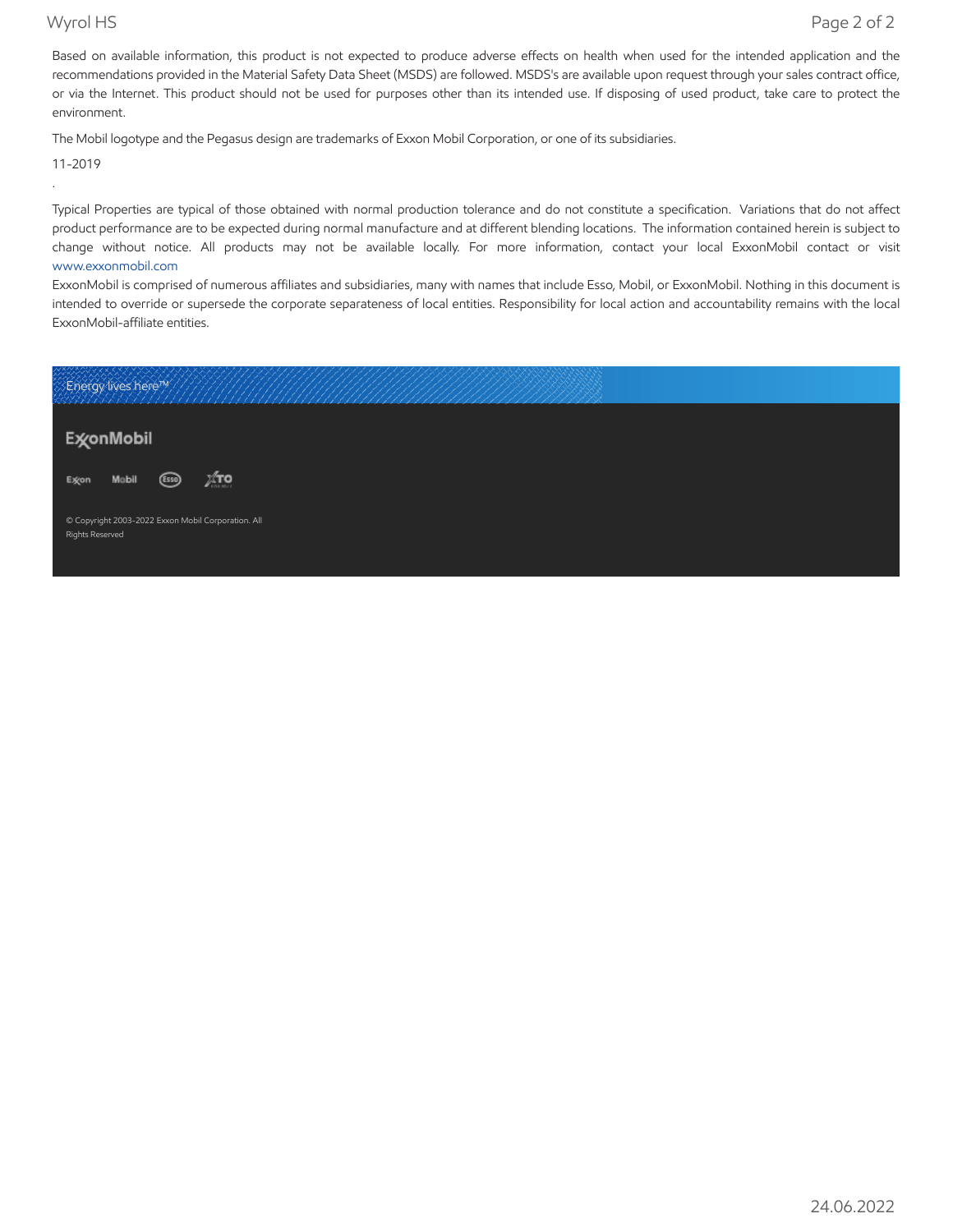Based on available information, this product is not expected to produce adverse effects on health when used for the intended application and the recommendations provided in the Material Safety Data Sheet (MSDS) are followed. MSDS's are available upon request through your sales contract office, or via the Internet. This product should not be used for purposes other than its intended use. If disposing of used product, take care to protect the environment.

The Mobil logotype and the Pegasus design are trademarks of Exxon Mobil Corporation, or one of its subsidiaries.

11-2019

.

Typical Properties are typical of those obtained with normal production tolerance and do not constitute a specification. Variations that do not affect product performance are to be expected during normal manufacture and at different blending locations. The information contained herein is subject to change without notice. All products may not be available locally. For more information, contact your local ExxonMobil contact or visit www.exxonmobil.com

ExxonMobil is comprised of numerous affiliates and subsidiaries, many with names that include Esso, Mobil, or ExxonMobil. Nothing in this document is intended to override or supersede the corporate separateness of local entities. Responsibility for local action and accountability remains with the local ExxonMobil-affiliate entities.

Energy lives here™

ExxonMobil

Exxon Mobil Esso XTO

© Copyright 2003-2022 Exxon Mobil Corporation. All Rights Reserved